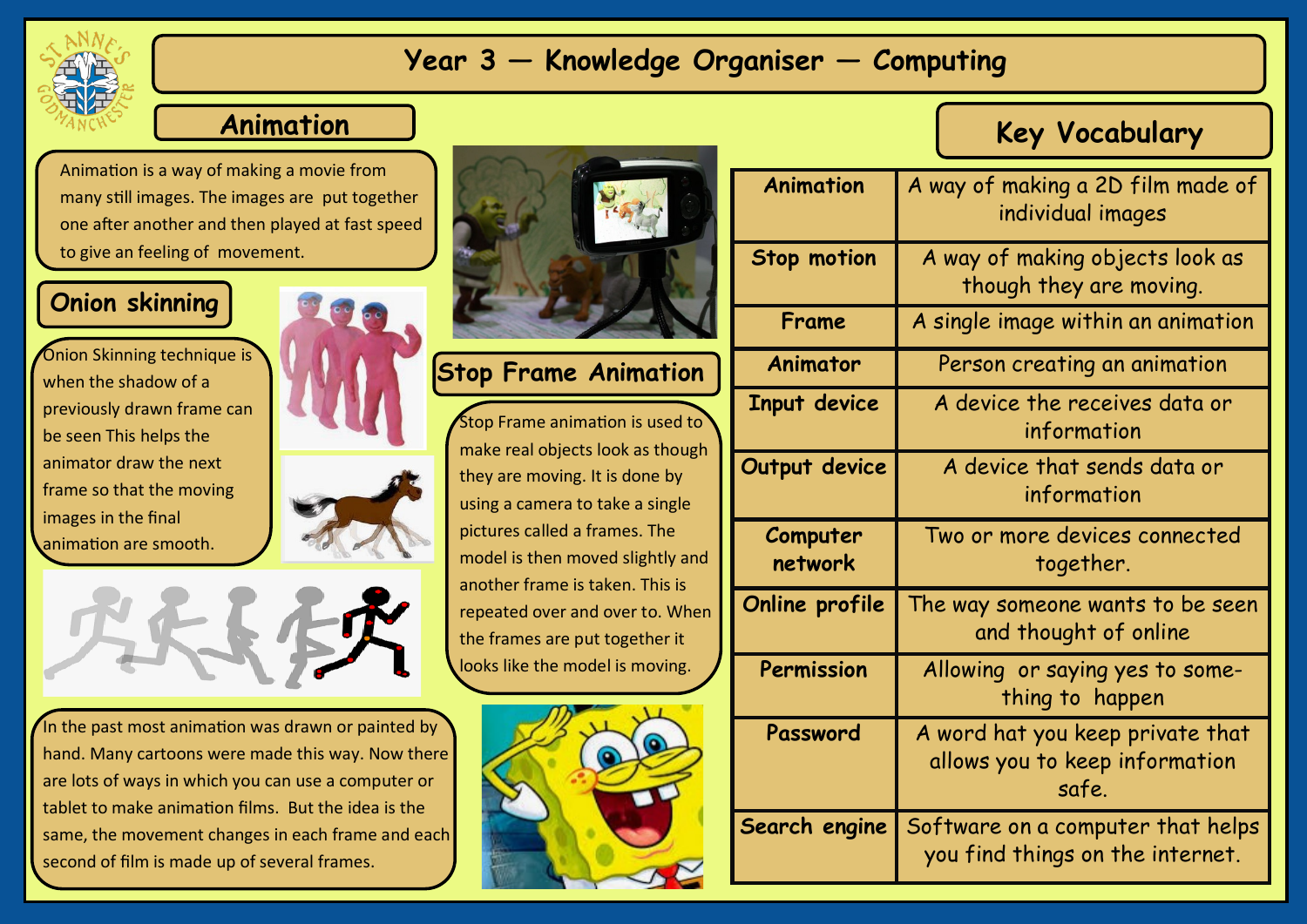# Year 3 — Knowledge Organiser — Computing

## Animation

Animation is a way of making a movie from many still images. The images are put together one after another and then played at fast speed to give an feeling of movement.

## Onion skinning

Onion Skinning technique is when the shadow of a previously drawn frame can be seen This helps the animator draw the next frame so that the moving images in the final animation are smooth.

In the past most animation was drawn or painted by hand. Many cartoons were made this way. Now there are lots of ways in which you can use a computer or tablet to make animation films. But the idea is the same, the movement changes in each frame and each second of film is made up of several frames.

## Stop Frame Animation

Stop Frame animation is used to make real objects look as though they are moving. It is done by using a camera to take a single pictures called a frames. The model is then moved slightly and another frame is taken. This is repeated over and over to. When the frames are put together it looks like the model is moving.

## Key Vocabulary

| | |
|---|---|
| **Animation** | A way of making a 2D film made of individual images |
| **Stop motion** | A way of making objects look as though they are moving. |
| **Frame** | A single image within an animation |
| **Animator** | Person creating an animation |
| **Input device** | A device the receives data or information |
| **Output device** | A device that sends data or information |
| **Computer network** | Two or more devices connected together. |
| **Online profile** | The way someone wants to be seen and thought of online |
| **Permission** | Allowing or saying yes to some-thing to happen |
| **Password** | A word hat you keep private that allows you to keep information safe. |
| **Search engine** | Software on a computer that helps you find things on the internet. |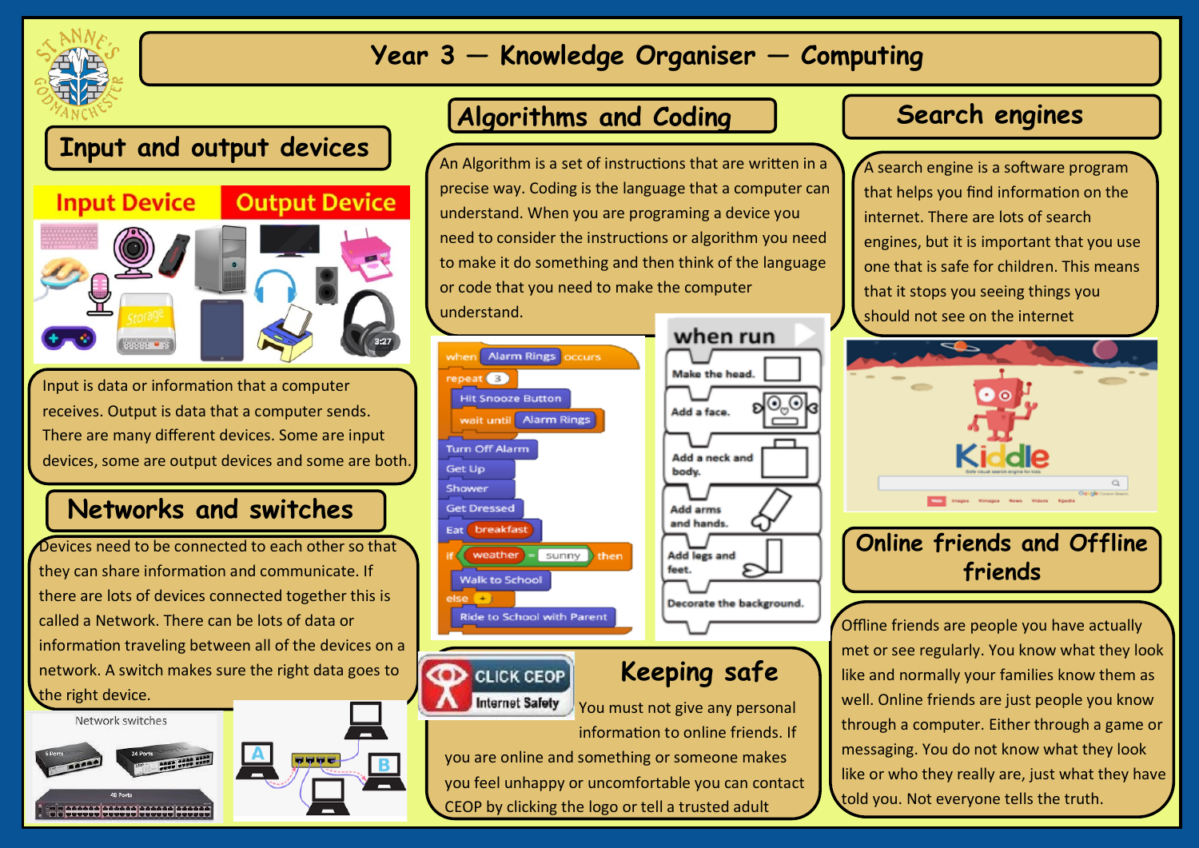# Year 3 — Knowledge Organiser — Computing

## Input and output devices

Input Device | Output Device

Input is data or information that a computer receives. Output is data that a computer sends. There are many different devices. Some are input devices, some are output devices and some are both.

## Networks and switches

Devices need to be connected to each other so that they can share information and communicate. If there are lots of devices connected together this is called a Network. There can be lots of data or information traveling between all of the devices on a network. A switch makes sure the right data goes to the right device.

Network switches

## Algorithms and Coding

An Algorithm is a set of instructions that are written in a precise way. Coding is the language that a computer can understand. When you are programing a device you need to consider the instructions or algorithm you need to make it do something and then think of the language or code that you need to make the computer understand.

```
when Alarm Rings occurs
repeat 3
    Hit Snooze Button
    wait until Alarm Rings
Turn Off Alarm
Get Up
Shower
Get Dressed
Eat breakfast
if weather = sunny then
    Walk to School
else
    Ride to School with Parent
```

```
when run
Make the head.
Add a face.
Add a neck and body.
Add arms and hands.
Add legs and feet.
Decorate the background.
```

## Keeping safe

You must not give any personal information to online friends. If you are online and something or someone makes you feel unhappy or uncomfortable you can contact CEOP by clicking the logo or tell a trusted adult

## Search engines

A search engine is a software program that helps you find information on the internet. There are lots of search engines, but it is important that you use one that is safe for children. This means that it stops you seeing things you should not see on the internet

## Online friends and Offline friends

Offline friends are people you have actually met or see regularly. You know what they look like and normally your families know them as well. Online friends are just people you know through a computer. Either through a game or messaging. You do not know what they look like or who they really are, just what they have told you. Not everyone tells the truth.